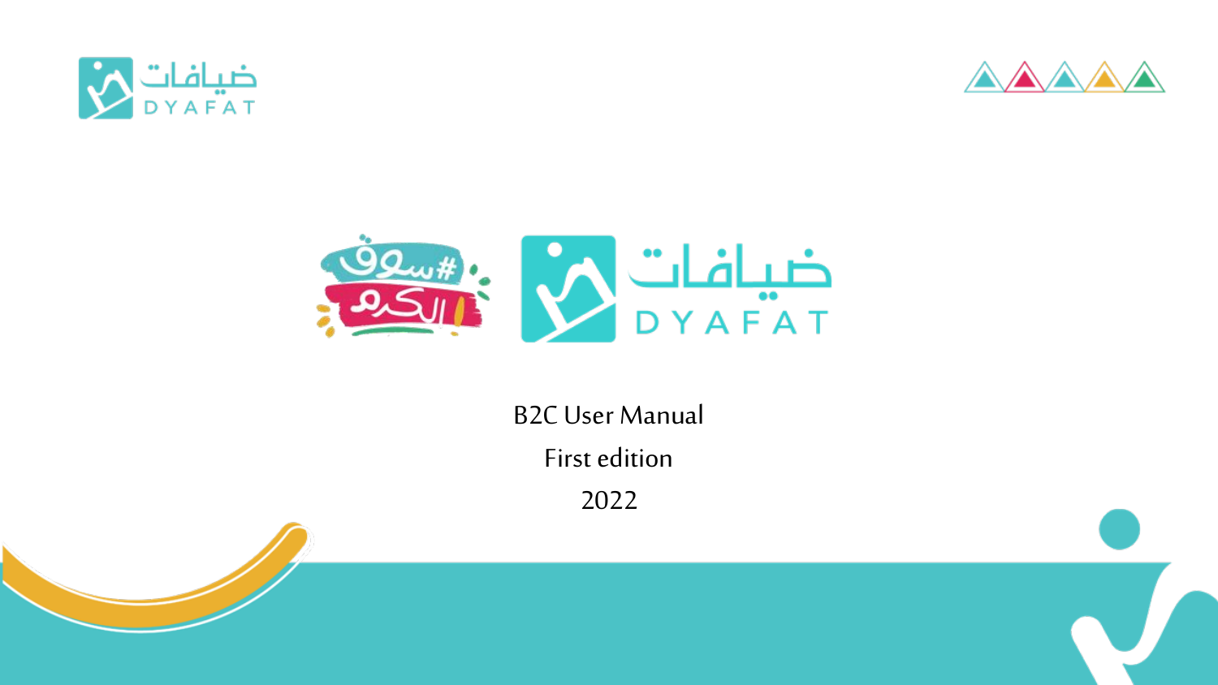B2C User Manual

First edition

2022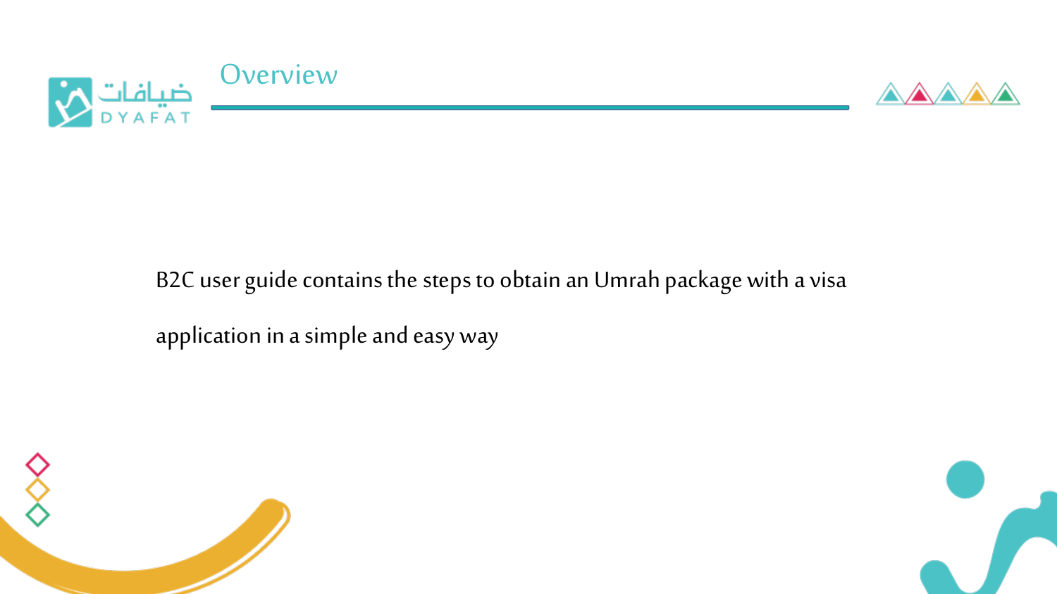# Overview

B2C user guide contains the steps to obtain an Umrah package with a visa application in a simple and easy way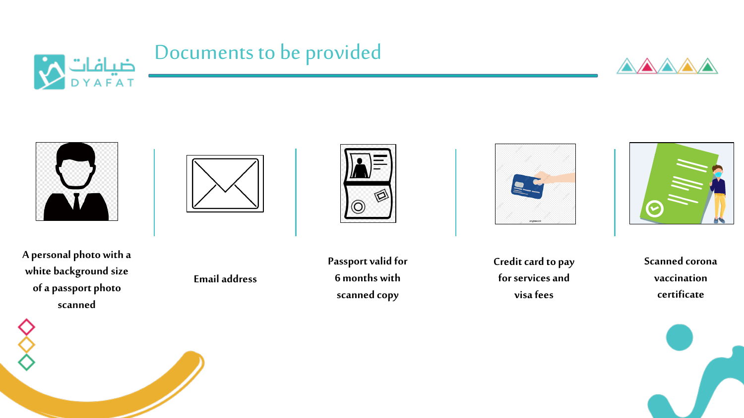# Documents to be provided

- A personal photo with a white background size of a passport photo scanned
- Email address
- Passport valid for 6 months with scanned copy
- Credit card to pay for services and visa fees
- Scanned corona vaccination certificate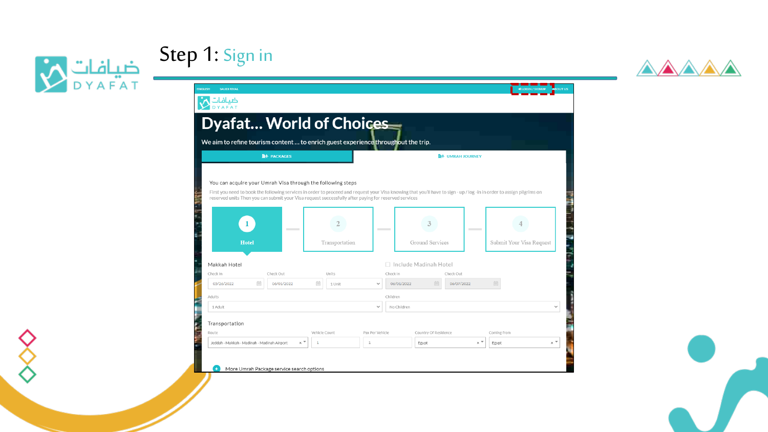# Step 1: Sign in

ENGLISH SAUDI RIYAL LOGIN / SIGNUP ABOUT US

ضيافات DYAFAT

## Dyafat... World of Choices

We aim to refine tourism content ... to enrich guest experience throughout the trip.

PACKAGES | UMRAH JOURNEY

You can acquire your Umrah Visa through the following steps

First you need to book the following services in order to proceed and request your Visa knowing that you'll have to sign - up / log - in in order to assign pilgrims on reserved units Then you can submit your Visa request successfully after paying for reserved services

1. Hotel
2. Transportation
3. Ground Services
4. Submit Your Visa Request

**Makkah Hotel**

Check In: 05/26/2022
Check Out: 06/01/2022
Units: 1 Unit
Adults: 1 Adult

Include Madinah Hotel

Check In: 06/01/2022
Check Out: 06/07/2022
Children: No Children

**Transportation**

Route: Jeddah - Makkah - Madinah - Madinah Airport
Vehicle Count: 1
Pax Per Vehicle: 1
Country Of Residence: Egypt
Coming from: Egypt

More Umrah Package service search options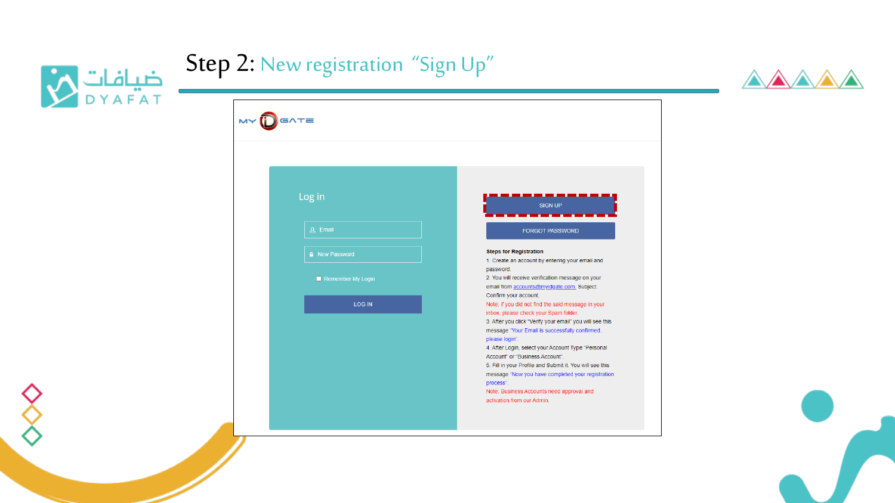# Step 2: New registration "Sign Up"

Log in

Email

New Password

Remember My Login

LOG IN

SIGN UP

FORGOT PASSWORD

**Steps for Registration**

1. Create an account by entering your email and password.
2. You will receive verification message on your email from accounts@myidgate.com. Subject: Confirm your account.

Note: if you did not find the said message in your inbox, please check your Spam folder.

3. After you click "Verify your email" you will see this message "Your Email is successfully confirmed, please login".
4. After Login, select your Account Type "Personal Account" or "Business Account".
5. Fill in your Profile and Submit it. You will see this message "Now you have completed your registration process".

Note: Business Accounts need approval and activation from our Admin.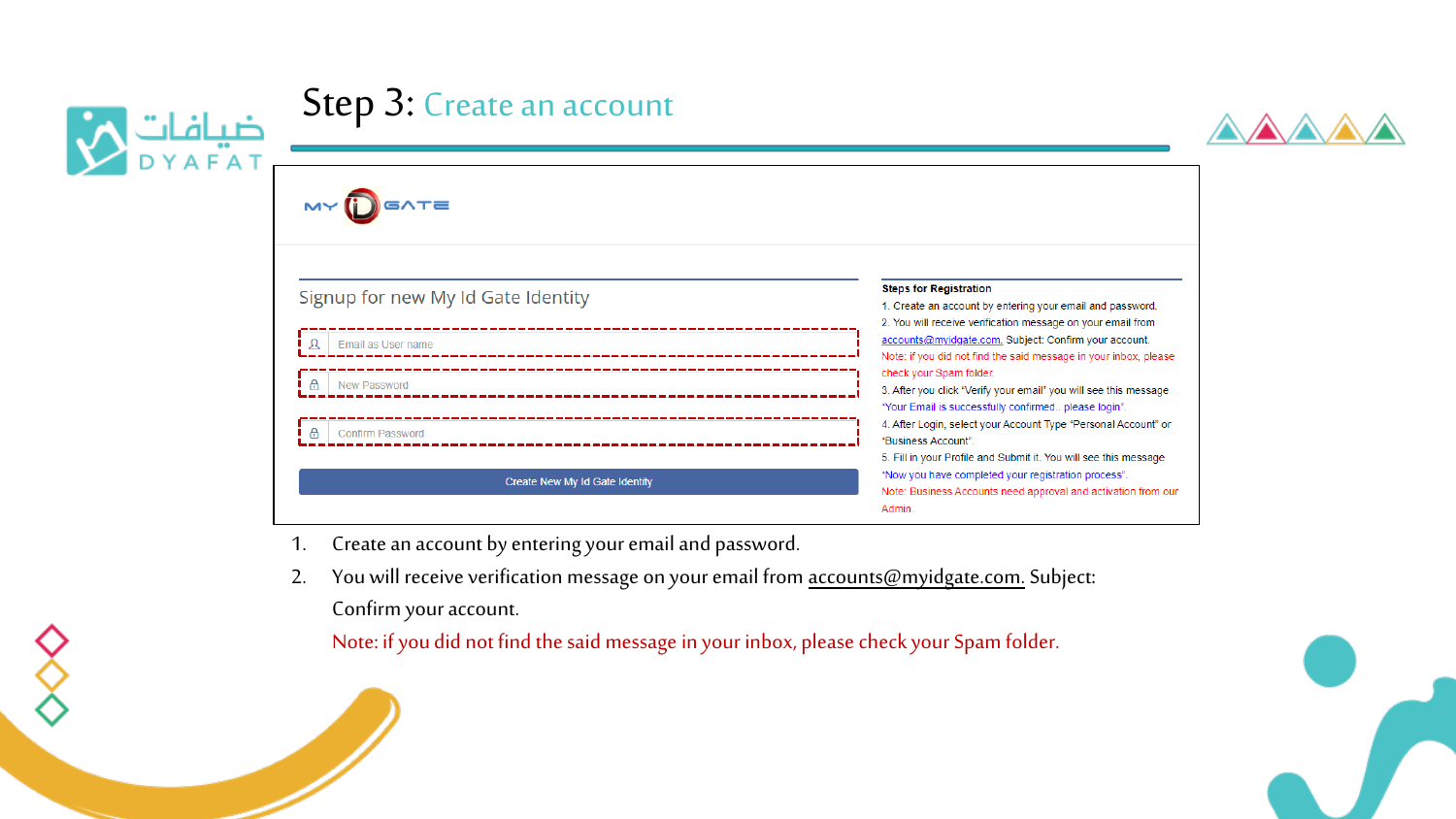# Step 3: Create an account

MY iD GATE

## Signup for new My Id Gate Identity

Email as User name

New Password

Confirm Password

Create New My Id Gate Identity

**Steps for Registration**

1. Create an account by entering your email and password.
2. You will receive verification message on your email from accounts@myidgate.com. Subject: Confirm your account.
Note: if you did not find the said message in your inbox, please check your Spam folder.
3. After you click "Verify your email" you will see this message "Your Email is successfully confirmed.. please login".
4. After Login, select your Account Type "Personal Account" or "Business Account".
5. Fill in your Profile and Submit it. You will see this message "Now you have completed your registration process".
Note: Business Accounts need approval and activation from our Admin.

---

1. Create an account by entering your email and password.
2. You will receive verification message on your email from accounts@myidgate.com. Subject: Confirm your account.

   Note: if you did not find the said message in your inbox, please check your Spam folder.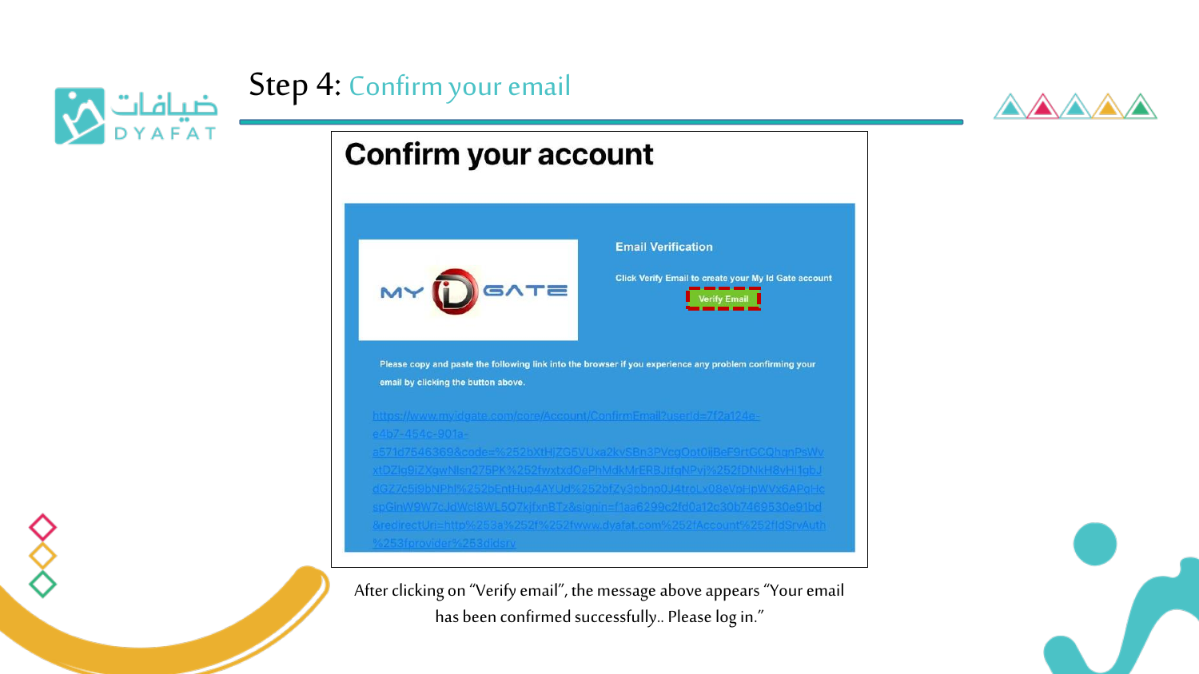# Step 4: Confirm your email

## Confirm your account

**Email Verification**

Click Verify Email to create your My Id Gate account

Verify Email

Please copy and paste the following link into the browser if you experience any problem confirming your email by clicking the button above.

https://www.myidgate.com/core/Account/ConfirmEmail?userId=7f2a124e-e4b7-454c-901a-a571d7546369&code=%252bXtHjZG5VUxa2kvSBn3PVcgOpt0ljBeF9rtGCQhqnPsWvxtDZIq9iZXgwNlsn275PK%252fwxtxdOePhMdkMrERBJtfqNPvj%252fDNkH8vHI1qbJdGZ7c5i9bNPhl%252bEntHup4AYUd%252bfZy3pbnp0J4troLx08eVpHpWVx6APqHcspGinW9W7cJdWcl8WL5Q7kjfxnBTz&signin=f1aa6299c2fd0a12c30b7469530e91bd&redirectUri=http%253a%252f%252fwww.dyafat.com%252fAccount%252fIdSrvAuth%253fprovider%253didsrv

After clicking on "Verify email", the message above appears "Your email has been confirmed successfully.. Please log in."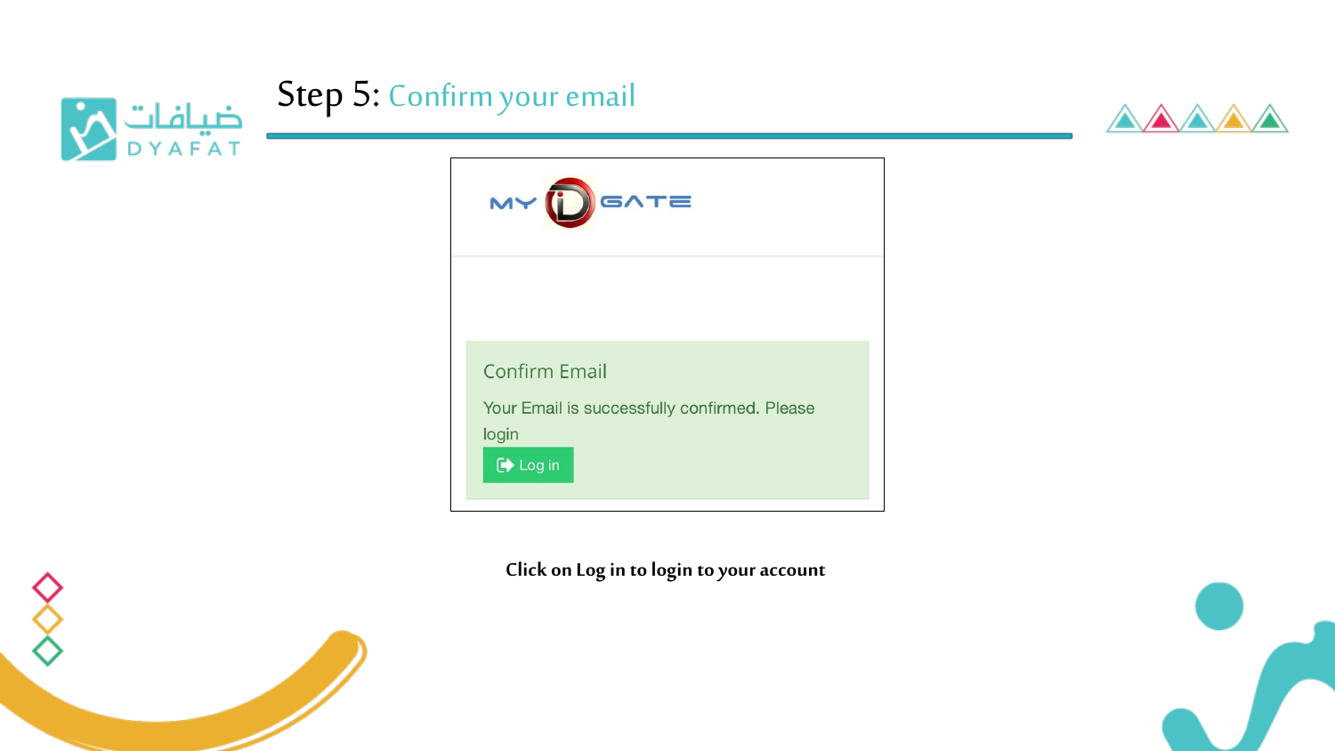# Step 5: Confirm your email

MY iD GATE

Confirm Email

Your Email is successfully confirmed. Please login

Log in

**Click on Log in to login to your account**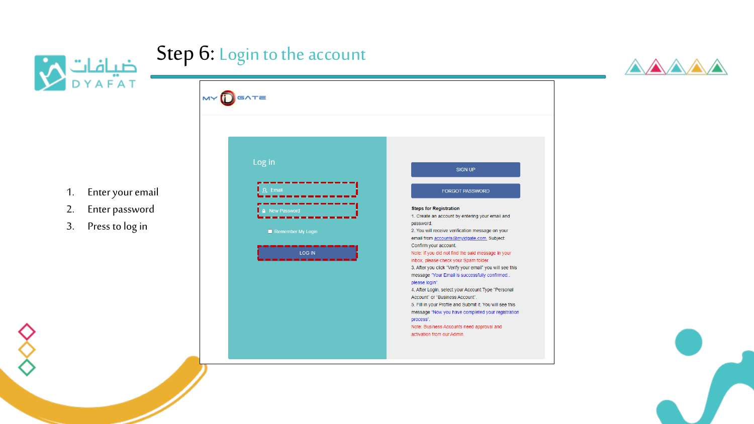# Step 6: Login to the account

1. Enter your email
2. Enter password
3. Press to log in

MY iD GATE

Log in

Email

New Password

Remember My Login

LOG IN

SIGN UP

FORGOT PASSWORD

**Steps for Registration**

1. Create an account by entering your email and password.
2. You will receive verification message on your email from accounts@myidgate.com. Subject: Confirm your account.

Note: If you did not find the said message in your inbox, please check your Spam folder.

3. After you click "Verify your email" you will see this message "Your Email is successfully confirmed.. please login".
4. After Login, select your Account Type "Personal Account" or "Business Account".
5. Fill in your Profile and Submit it. You will see this message "Now you have completed your registration process".

Note: Business Accounts need approval and activation from our Admin.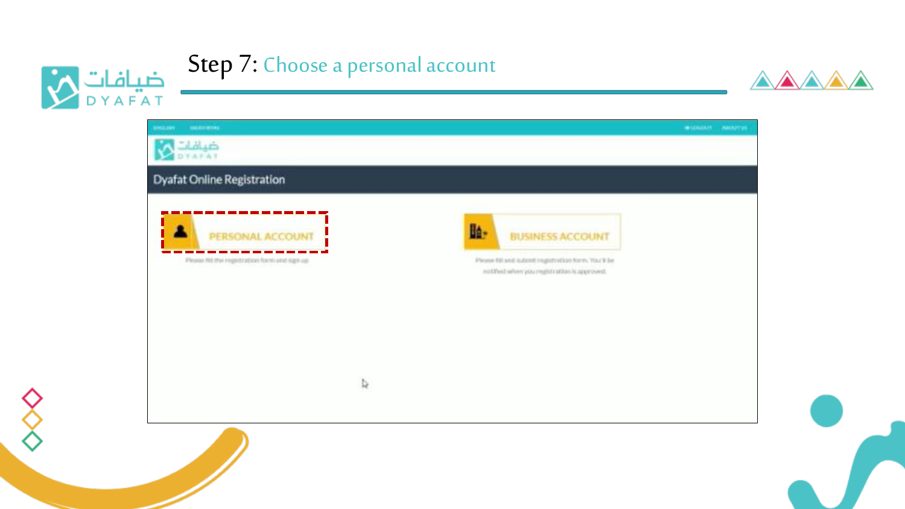# Step 7: Choose a personal account

Dyafat Online Registration

PERSONAL ACCOUNT

Please fill the registration form and sign up

BUSINESS ACCOUNT

Please fill and submit registration form. You'll be notified when you registration is approved.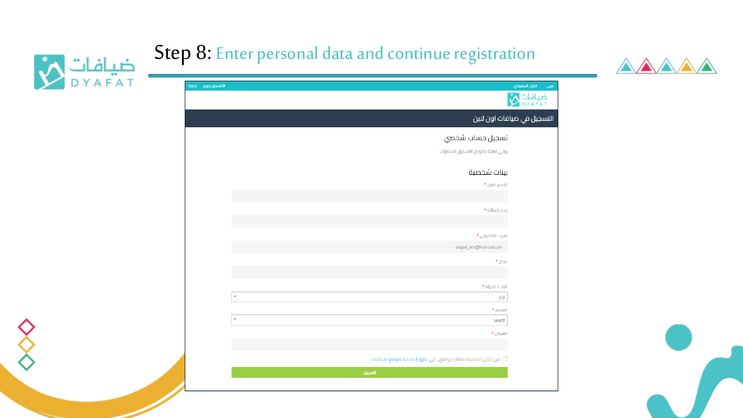# Step 8: Enter personal data and continue registration

عربي الريال السعودي

تسجيل خروج اخبارنا

ضيافات DYAFAT

## التسجيل في ضيافات اون لاين

### تسجيل حساب شخصي

يرجى تعبئة نموذج التسجيل للاشتراك

### بينات شخصية

الاسم الاول *

إسم العائلة *

البريد الالكتروني *

amjad_km@hotmail.com

جوال *

البلد / الدولة *

اختر

المدينة *

Select

العنوان *

☐ من خلال المتابعة فانك توافق على شروط خدمة موقع ضيافات

تسجيل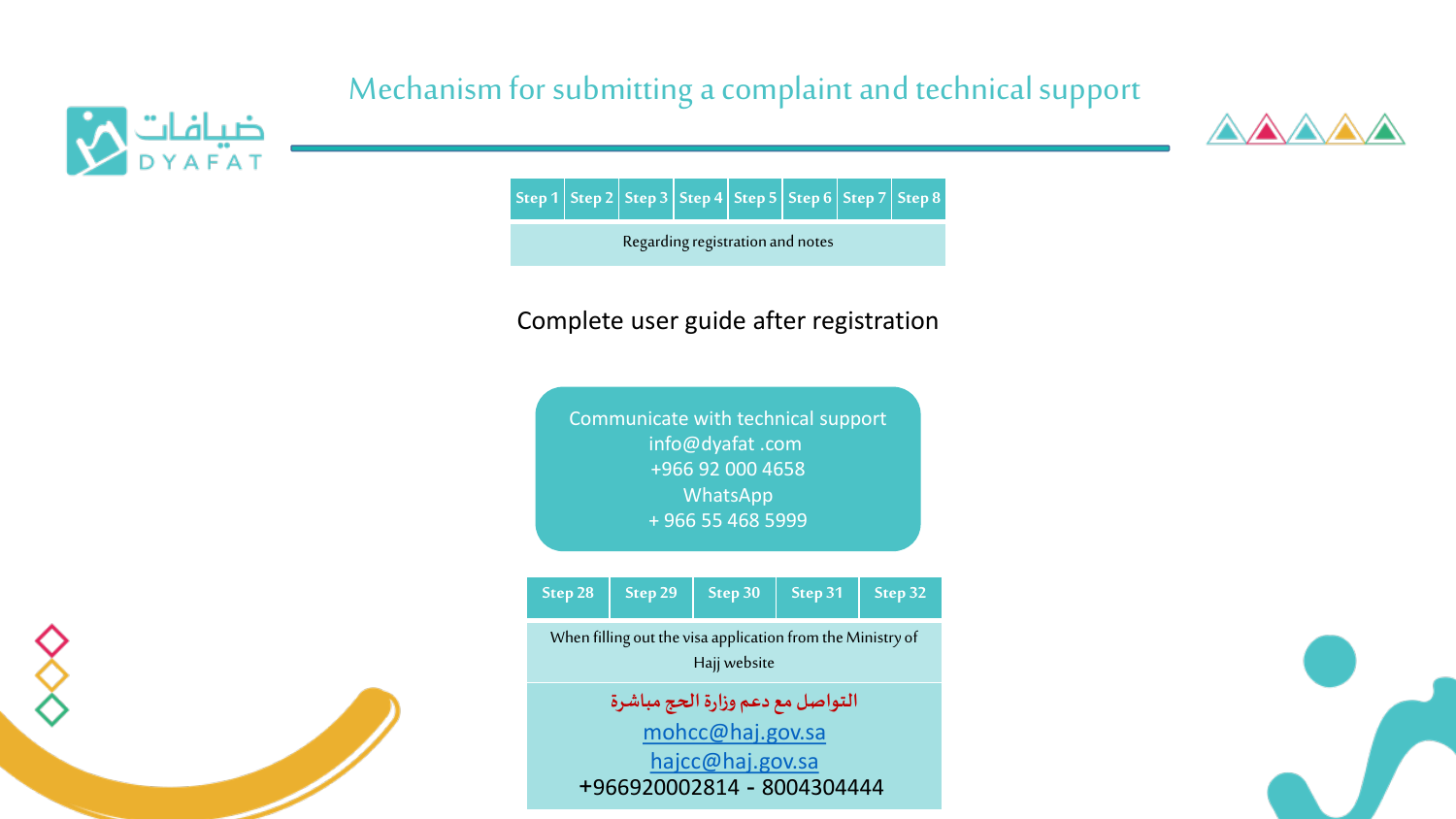# Mechanism for submitting a complaint and technical support

| Step 1 | Step 2 | Step 3 | Step 4 | Step 5 | Step 6 | Step 7 | Step 8 |
|---|---|---|---|---|---|---|---|
| Regarding registration and notes | | | | | | | |

Complete user guide after registration

Communicate with technical support
info@dyafat .com
+966 92 000 4658
WhatsApp
+ 966 55 468 5999

| Step 28 | Step 29 | Step 30 | Step 31 | Step 32 |
|---|---|---|---|---|
| When filling out the visa application from the Ministry of Hajj website | | | | |

التواصل مع دعم وزارة الحج مباشرة
mohcc@haj.gov.sa
hajcc@haj.gov.sa
+966920002814 - 8004304444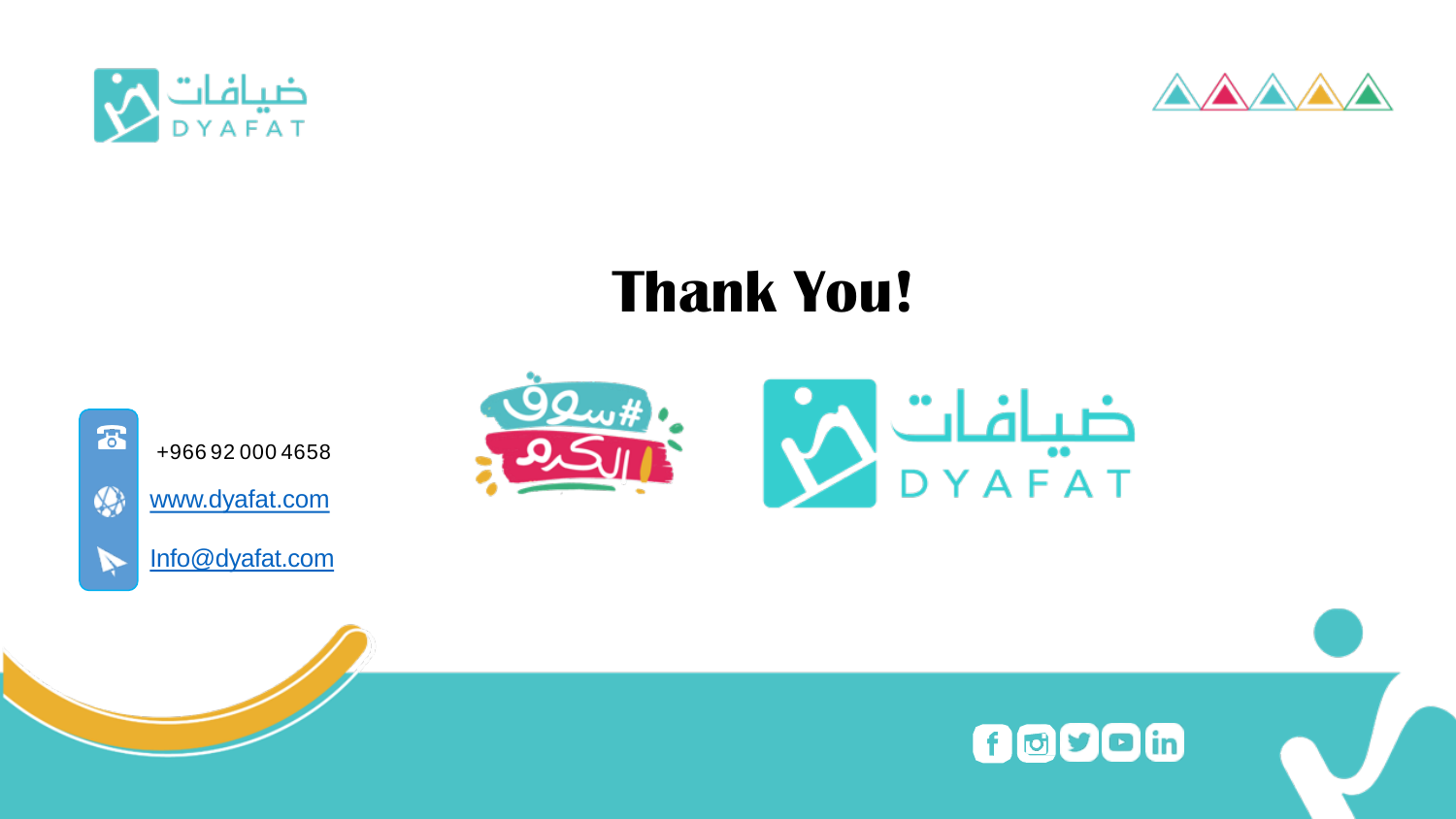# Thank You!

+966 92 000 4658

www.dyafat.com

Info@dyafat.com